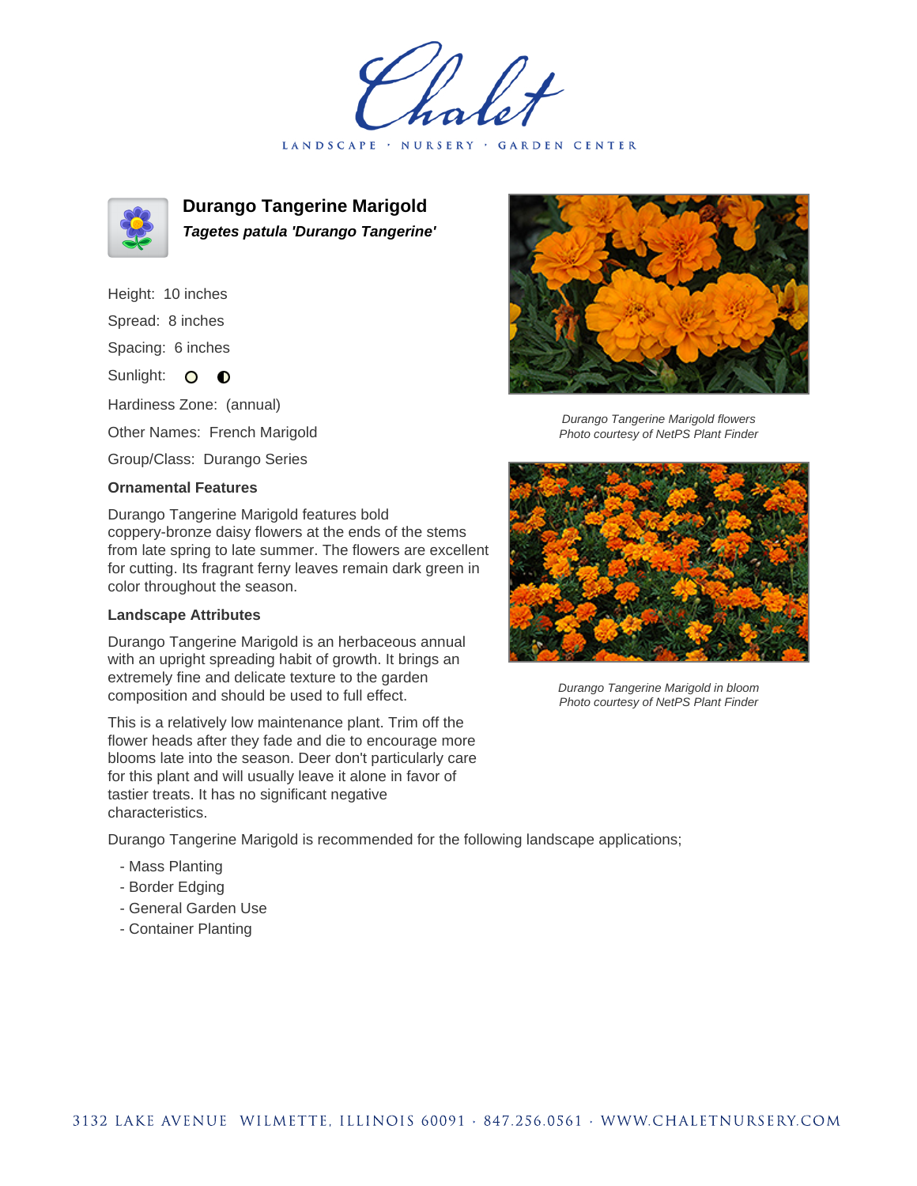# Durango Tangerine Marigold

***Tagetes patula* 'Durango Tangerine'**

Height: 10 inches

Spread: 8 inches

Spacing: 6 inches

Sunlight: ○ ◐

Hardiness Zone: (annual)

Other Names: French Marigold

Group/Class: Durango Series

### Ornamental Features

Durango Tangerine Marigold features bold coppery-bronze daisy flowers at the ends of the stems from late spring to late summer. The flowers are excellent for cutting. Its fragrant ferny leaves remain dark green in color throughout the season.

### Landscape Attributes

Durango Tangerine Marigold is an herbaceous annual with an upright spreading habit of growth. It brings an extremely fine and delicate texture to the garden composition and should be used to full effect.

This is a relatively low maintenance plant. Trim off the flower heads after they fade and die to encourage more blooms late into the season. Deer don't particularly care for this plant and will usually leave it alone in favor of tastier treats. It has no significant negative characteristics.

Durango Tangerine Marigold is recommended for the following landscape applications;

- Mass Planting
- Border Edging
- General Garden Use
- Container Planting

*Durango Tangerine Marigold flowers*
*Photo courtesy of NetPS Plant Finder*

*Durango Tangerine Marigold in bloom*
*Photo courtesy of NetPS Plant Finder*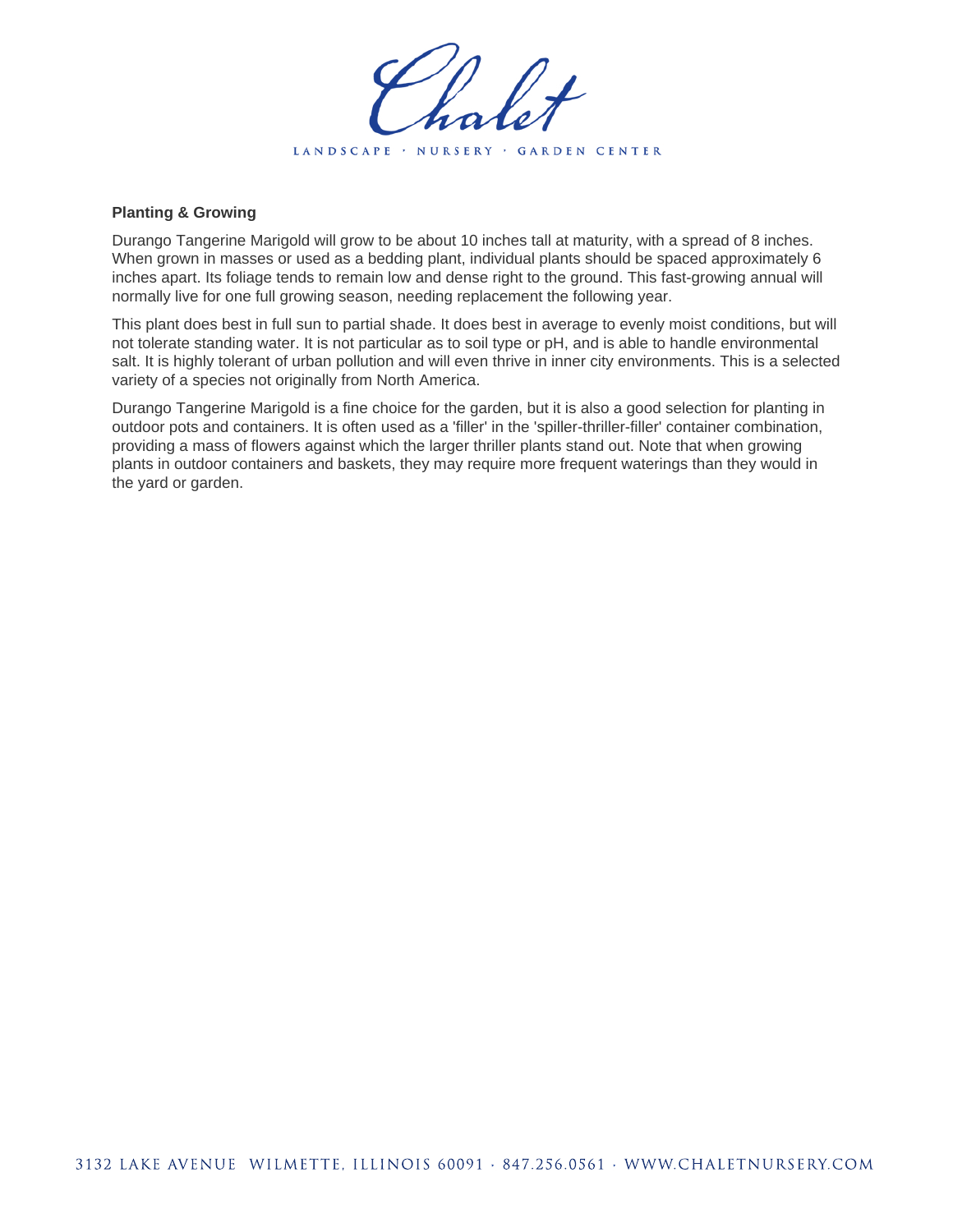**Planting & Growing**

Durango Tangerine Marigold will grow to be about 10 inches tall at maturity, with a spread of 8 inches. When grown in masses or used as a bedding plant, individual plants should be spaced approximately 6 inches apart. Its foliage tends to remain low and dense right to the ground. This fast-growing annual will normally live for one full growing season, needing replacement the following year.

This plant does best in full sun to partial shade. It does best in average to evenly moist conditions, but will not tolerate standing water. It is not particular as to soil type or pH, and is able to handle environmental salt. It is highly tolerant of urban pollution and will even thrive in inner city environments. This is a selected variety of a species not originally from North America.

Durango Tangerine Marigold is a fine choice for the garden, but it is also a good selection for planting in outdoor pots and containers. It is often used as a 'filler' in the 'spiller-thriller-filler' container combination, providing a mass of flowers against which the larger thriller plants stand out. Note that when growing plants in outdoor containers and baskets, they may require more frequent waterings than they would in the yard or garden.